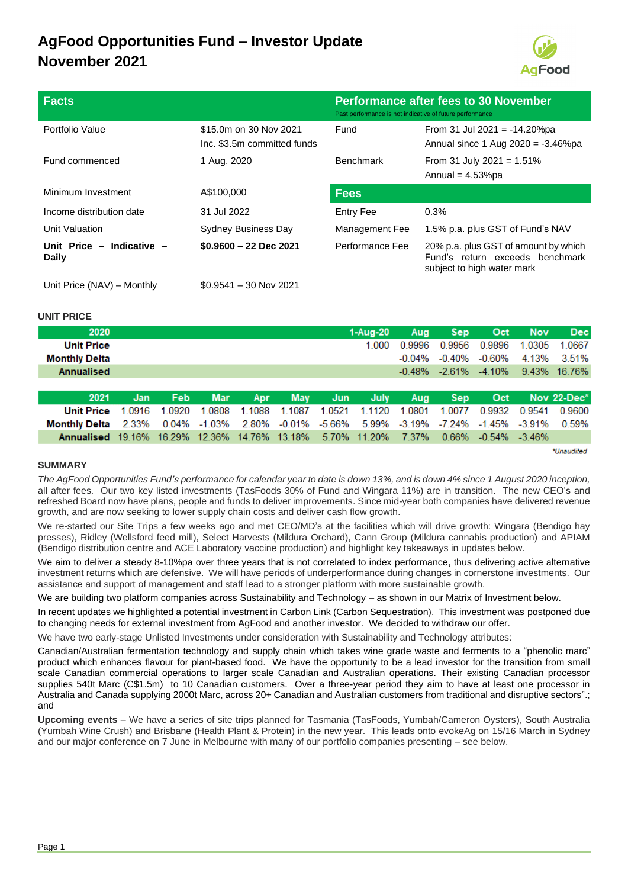# AgFood Opportunities Fund – Investor Update November 2021

| Facts | | Performance after fees to 30 November<br>Past performance is not indicative of future performance | |
|---|---|---|---|
| Portfolio Value | $15.0m on 30 Nov 2021<br>Inc. $3.5m committed funds | Fund | From 31 Jul 2021 = -14.20%pa<br>Annual since 1 Aug 2020 = -3.46%pa |
| Fund commenced | 1 Aug, 2020 | Benchmark | From 31 July 2021 = 1.51%<br>Annual = 4.53%pa |
| Minimum Investment | A$100,000 | **Fees** | |
| Income distribution date | 31 Jul 2022 | Entry Fee | 0.3% |
| Unit Valuation | Sydney Business Day | Management Fee | 1.5% p.a. plus GST of Fund's NAV |
| **Unit Price – Indicative – Daily** | **$0.9600 – 22 Dec 2021** | Performance Fee | 20% p.a. plus GST of amount by which Fund's return exceeds benchmark subject to high water mark |
| Unit Price (NAV) – Monthly | $0.9541 – 30 Nov 2021 | | |

**UNIT PRICE**

| 2020 | | | | | | | 1-Aug-20 | Aug | Sep | Oct | Nov | Dec |
|---|---|---|---|---|---|---|---|---|---|---|---|---|
| **Unit Price** | | | | | | | 1.000 | 0.9996 | 0.9956 | 0.9896 | 1.0305 | 1.0667 |
| **Monthly Delta** | | | | | | | | -0.04% | -0.40% | -0.60% | 4.13% | 3.51% |
| **Annualised** | | | | | | | | -0.48% | -2.61% | -4.10% | 9.43% | 16.76% |

| 2021 | Jan | Feb | Mar | Apr | May | Jun | July | Aug | Sep | Oct | Nov | 22-Dec* |
|---|---|---|---|---|---|---|---|---|---|---|---|---|
| **Unit Price** | 1.0916 | 1.0920 | 1.0808 | 1.1088 | 1.1087 | 1.0521 | 1.1120 | 1.0801 | 1.0077 | 0.9932 | 0.9541 | 0.9600 |
| **Monthly Delta** | 2.33% | 0.04% | -1.03% | 2.80% | -0.01% | -5.66% | 5.99% | -3.19% | -7.24% | -1.45% | -3.91% | 0.59% |
| **Annualised** | 19.16% | 16.29% | 12.36% | 14.76% | 13.18% | 5.70% | 11.20% | 7.37% | 0.66% | -0.54% | -3.46% | |

*Unaudited

**SUMMARY**

*The AgFood Opportunities Fund's performance for calendar year to date is down 13%, and is down 4% since 1 August 2020 inception,* all after fees. Our two key listed investments (TasFoods 30% of Fund and Wingara 11%) are in transition. The new CEO's and refreshed Board now have plans, people and funds to deliver improvements. Since mid-year both companies have delivered revenue growth, and are now seeking to lower supply chain costs and deliver cash flow growth.

We re-started our Site Trips a few weeks ago and met CEO/MD's at the facilities which will drive growth: Wingara (Bendigo hay presses), Ridley (Wellsford feed mill), Select Harvests (Mildura Orchard), Cann Group (Mildura cannabis production) and APIAM (Bendigo distribution centre and ACE Laboratory vaccine production) and highlight key takeaways in updates below.

We aim to deliver a steady 8-10%pa over three years that is not correlated to index performance, thus delivering active alternative investment returns which are defensive. We will have periods of underperformance during changes in cornerstone investments. Our assistance and support of management and staff lead to a stronger platform with more sustainable growth.

We are building two platform companies across Sustainability and Technology – as shown in our Matrix of Investment below.

In recent updates we highlighted a potential investment in Carbon Link (Carbon Sequestration). This investment was postponed due to changing needs for external investment from AgFood and another investor. We decided to withdraw our offer.

We have two early-stage Unlisted Investments under consideration with Sustainability and Technology attributes:

Canadian/Australian fermentation technology and supply chain which takes wine grade waste and ferments to a "phenolic marc" product which enhances flavour for plant-based food. We have the opportunity to be a lead investor for the transition from small scale Canadian commercial operations to larger scale Canadian and Australian operations. Their existing Canadian processor supplies 540t Marc (C$1.5m) to 10 Canadian customers. Over a three-year period they aim to have at least one processor in Australia and Canada supplying 2000t Marc, across 20+ Canadian and Australian customers from traditional and disruptive sectors".; and

**Upcoming events** – We have a series of site trips planned for Tasmania (TasFoods, Yumbah/Cameron Oysters), South Australia (Yumbah Wine Crush) and Brisbane (Health Plant & Protein) in the new year. This leads onto evokeAg on 15/16 March in Sydney and our major conference on 7 June in Melbourne with many of our portfolio companies presenting – see below.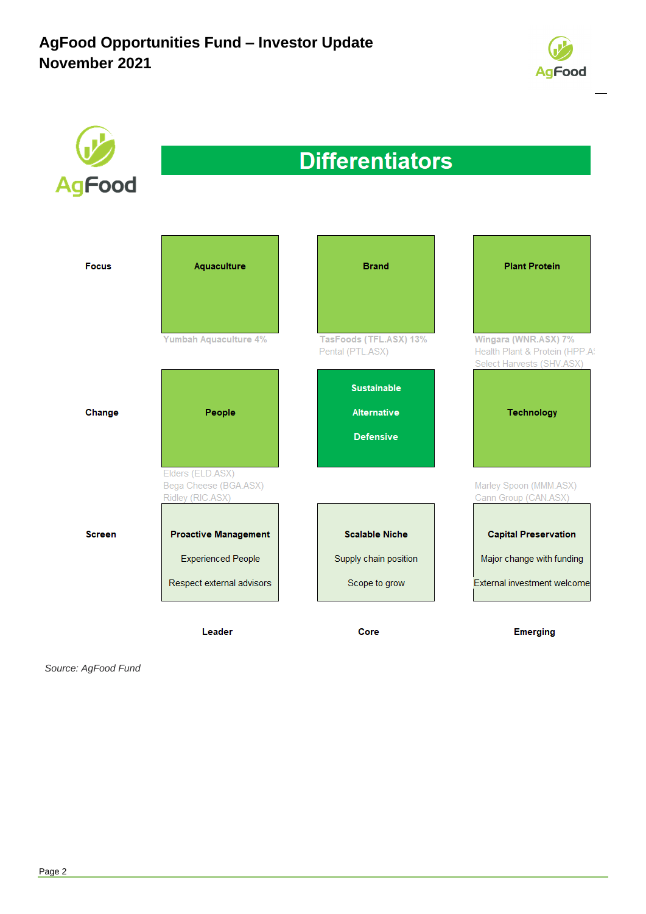# AgFood Opportunities Fund – Investor Update
## November 2021

## Differentiators

| | Leader | Core | Emerging |
|---|---|---|---|
| **Focus** | **Aquaculture**<br>Yumbah Aquaculture 4% | **Brand**<br>TasFoods (TFL.ASX) 13%<br>Pental (PTL.ASX) | **Plant Protein**<br>Wingara (WNR.ASX) 7%<br>Health Plant & Protein (HPP.A!<br>Select Harvests (SHV.ASX) |
| **Change** | **People**<br>Elders (ELD.ASX)<br>Bega Cheese (BGA.ASX)<br>Ridley (RIC.ASX) | **Sustainable**<br>**Alternative**<br>**Defensive** | **Technology**<br>Marley Spoon (MMM.ASX)<br>Cann Group (CAN.ASX) |
| **Screen** | **Proactive Management**<br>Experienced People<br>Respect external advisors | **Scalable Niche**<br>Supply chain position<br>Scope to grow | **Capital Preservation**<br>Major change with funding<br>External investment welcome |

*Source: AgFood Fund*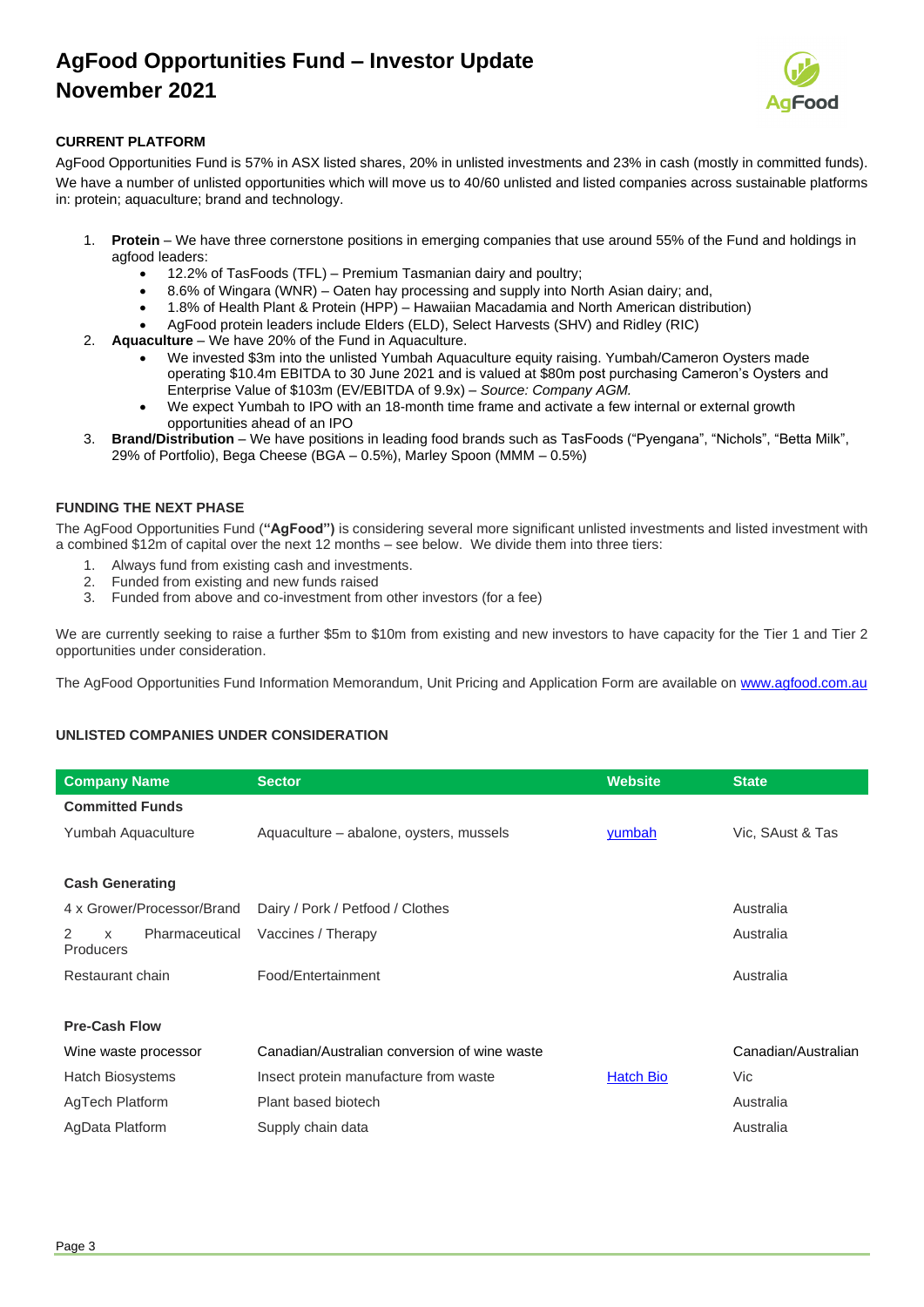# AgFood Opportunities Fund – Investor Update November 2021

### CURRENT PLATFORM

AgFood Opportunities Fund is 57% in ASX listed shares, 20% in unlisted investments and 23% in cash (mostly in committed funds). We have a number of unlisted opportunities which will move us to 40/60 unlisted and listed companies across sustainable platforms in: protein; aquaculture; brand and technology.

1. **Protein** – We have three cornerstone positions in emerging companies that use around 55% of the Fund and holdings in agfood leaders:
   - 12.2% of TasFoods (TFL) – Premium Tasmanian dairy and poultry;
   - 8.6% of Wingara (WNR) – Oaten hay processing and supply into North Asian dairy; and,
   - 1.8% of Health Plant & Protein (HPP) – Hawaiian Macadamia and North American distribution)
   - AgFood protein leaders include Elders (ELD), Select Harvests (SHV) and Ridley (RIC)
2. **Aquaculture** – We have 20% of the Fund in Aquaculture.
   - We invested $3m into the unlisted Yumbah Aquaculture equity raising. Yumbah/Cameron Oysters made operating $10.4m EBITDA to 30 June 2021 and is valued at $80m post purchasing Cameron's Oysters and Enterprise Value of $103m (EV/EBITDA of 9.9x) – *Source: Company AGM.*
   - We expect Yumbah to IPO with an 18-month time frame and activate a few internal or external growth opportunities ahead of an IPO
3. **Brand/Distribution** – We have positions in leading food brands such as TasFoods ("Pyengana", "Nichols", "Betta Milk", 29% of Portfolio), Bega Cheese (BGA – 0.5%), Marley Spoon (MMM – 0.5%)

### FUNDING THE NEXT PHASE

The AgFood Opportunities Fund (**"AgFood")** is considering several more significant unlisted investments and listed investment with a combined $12m of capital over the next 12 months – see below. We divide them into three tiers:

1. Always fund from existing cash and investments.
2. Funded from existing and new funds raised
3. Funded from above and co-investment from other investors (for a fee)

We are currently seeking to raise a further $5m to $10m from existing and new investors to have capacity for the Tier 1 and Tier 2 opportunities under consideration.

The AgFood Opportunities Fund Information Memorandum, Unit Pricing and Application Form are available on [www.agfood.com.au](www.agfood.com.au)

### UNLISTED COMPANIES UNDER CONSIDERATION

| Company Name | Sector | Website | State |
|---|---|---|---|
| **Committed Funds** | | | |
| Yumbah Aquaculture | Aquaculture – abalone, oysters, mussels | [yumbah](yumbah) | Vic, SAust & Tas |
| **Cash Generating** | | | |
| 4 x Grower/Processor/Brand | Dairy / Pork / Petfood / Clothes | | Australia |
| 2 x Pharmaceutical Producers | Vaccines / Therapy | | Australia |
| Restaurant chain | Food/Entertainment | | Australia |
| **Pre-Cash Flow** | | | |
| Wine waste processor | Canadian/Australian conversion of wine waste | | Canadian/Australian |
| Hatch Biosystems | Insect protein manufacture from waste | [Hatch Bio](Hatch Bio) | Vic |
| AgTech Platform | Plant based biotech | | Australia |
| AgData Platform | Supply chain data | | Australia |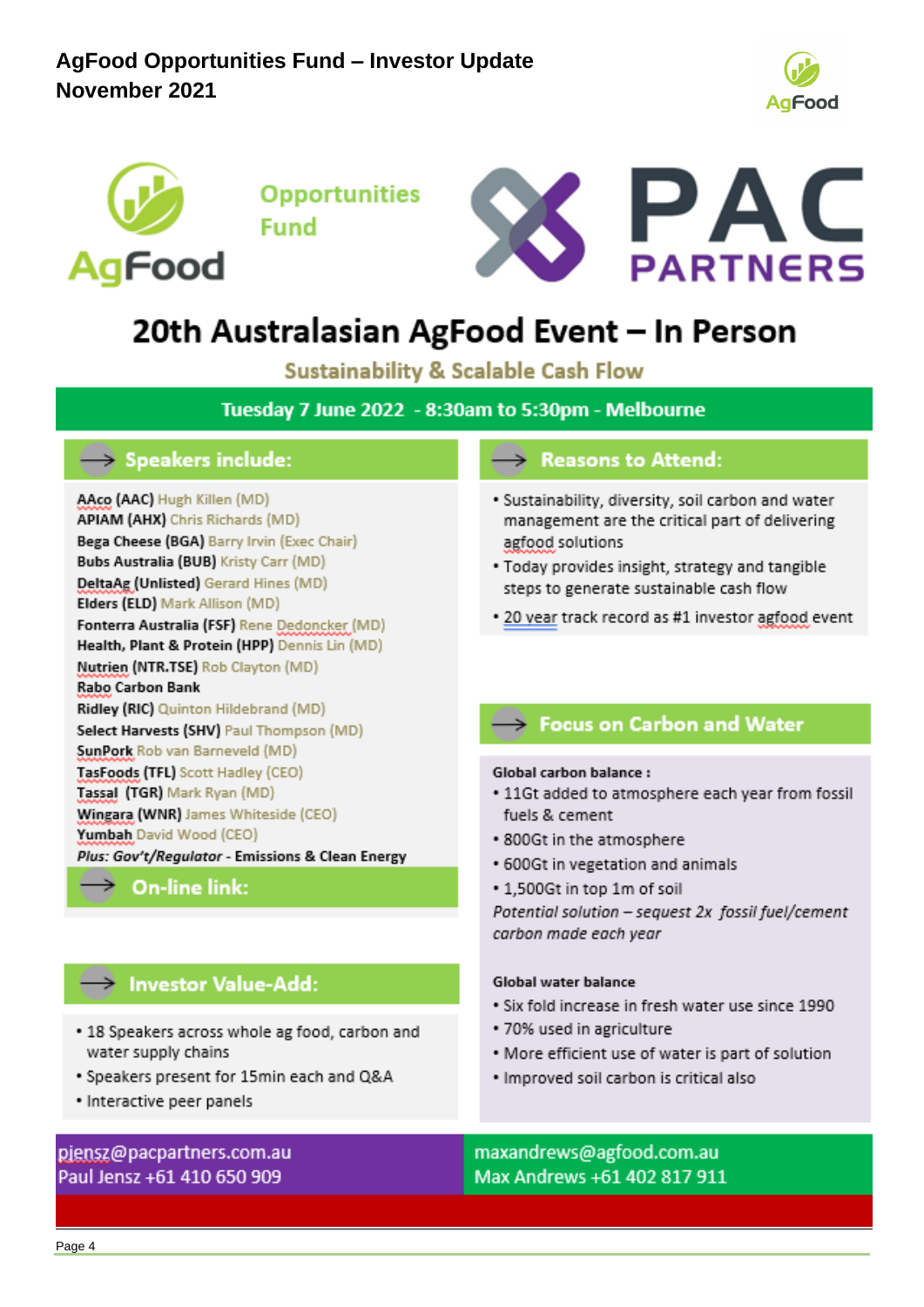# AgFood Opportunities Fund – Investor Update November 2021

AgFood Opportunities Fund

PAC PARTNERS

## 20th Australasian AgFood Event – In Person

### Sustainability & Scalable Cash Flow

**Tuesday 7 June 2022 - 8:30am to 5:30pm - Melbourne**

### Speakers include:

- **AAco (AAC)** Hugh Killen (MD)
- **APIAM (AHX)** Chris Richards (MD)
- **Bega Cheese (BGA)** Barry Irvin (Exec Chair)
- **Bubs Australia (BUB)** Kristy Carr (MD)
- **DeltaAg (Unlisted)** Gerard Hines (MD)
- **Elders (ELD)** Mark Allison (MD)
- **Fonterra Australia (FSF)** Rene Dedoncker (MD)
- **Health, Plant & Protein (HPP)** Dennis Lin (MD)
- **Nutrien (NTR.TSE)** Rob Clayton (MD)
- **Rabo Carbon Bank**
- **Ridley (RIC)** Quinton Hildebrand (MD)
- **Select Harvests (SHV)** Paul Thompson (MD)
- **SunPork** Rob van Barneveld (MD)
- **TasFoods (TFL)** Scott Hadley (CEO)
- **Tassal (TGR)** Mark Ryan (MD)
- **Wingara (WNR)** James Whiteside (CEO)
- **Yumbah** David Wood (CEO)
- ***Plus: Gov't/Regulator*** **- Emissions & Clean Energy**

### On-line link:

### Investor Value-Add:

- 18 Speakers across whole ag food, carbon and water supply chains
- Speakers present for 15min each and Q&A
- Interactive peer panels

### Reasons to Attend:

- Sustainability, diversity, soil carbon and water management are the critical part of delivering agfood solutions
- Today provides insight, strategy and tangible steps to generate sustainable cash flow
- 20 year track record as #1 investor agfood event

### Focus on Carbon and Water

**Global carbon balance :**

- 11Gt added to atmosphere each year from fossil fuels & cement
- 800Gt in the atmosphere
- 600Gt in vegetation and animals
- 1,500Gt in top 1m of soil

*Potential solution – sequest 2x fossil fuel/cement carbon made each year*

**Global water balance**

- Six fold increase in fresh water use since 1990
- 70% used in agriculture
- More efficient use of water is part of solution
- Improved soil carbon is critical also

pjensz@pacpartners.com.au
Paul Jensz +61 410 650 909

maxandrews@agfood.com.au
Max Andrews +61 402 817 911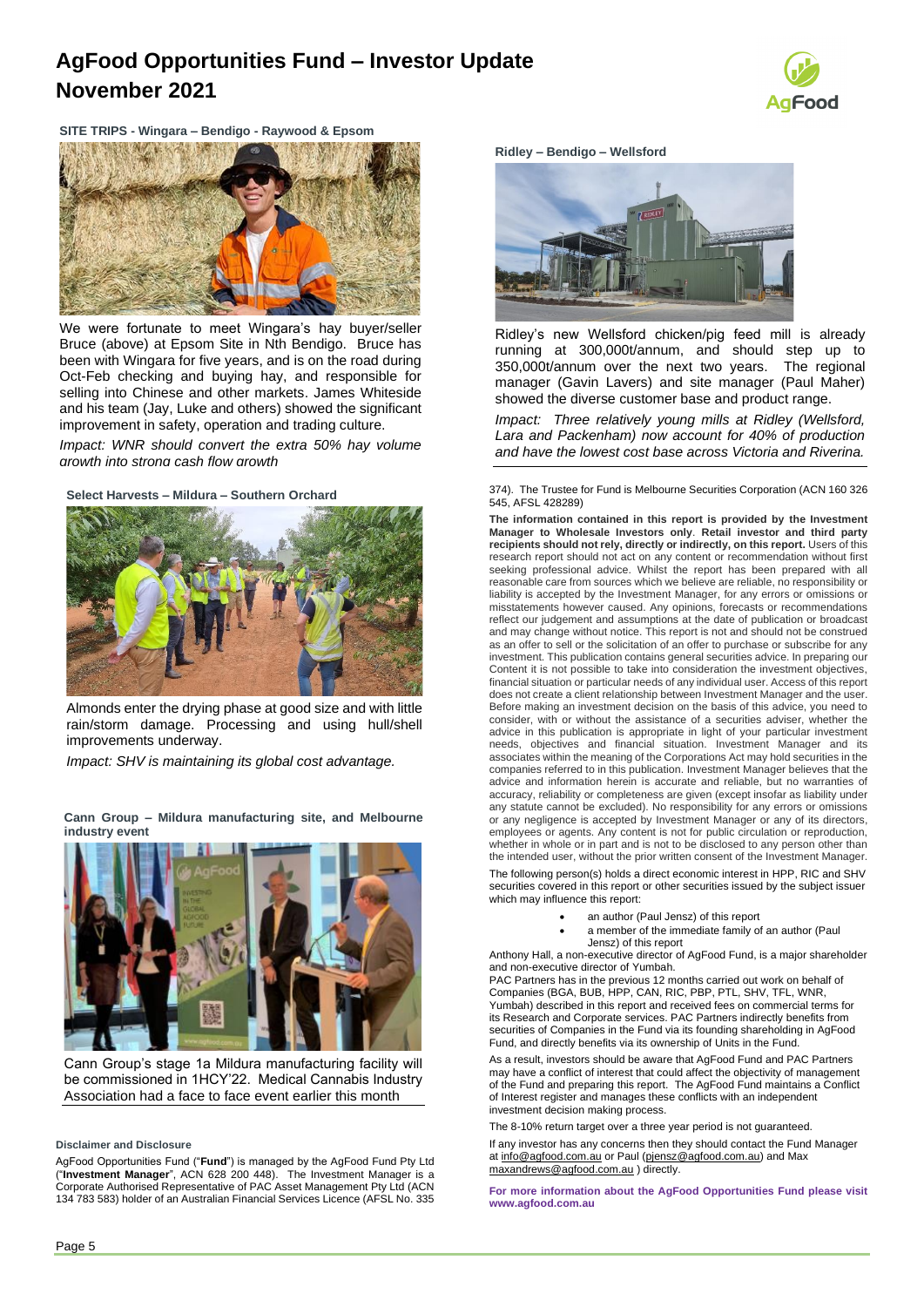# AgFood Opportunities Fund – Investor Update November 2021

**SITE TRIPS - Wingara – Bendigo - Raywood & Epsom**

We were fortunate to meet Wingara's hay buyer/seller Bruce (above) at Epsom Site in Nth Bendigo. Bruce has been with Wingara for five years, and is on the road during Oct-Feb checking and buying hay, and responsible for selling into Chinese and other markets. James Whiteside and his team (Jay, Luke and others) showed the significant improvement in safety, operation and trading culture.

*Impact: WNR should convert the extra 50% hay volume growth into strong cash flow growth*

**Select Harvests – Mildura – Southern Orchard**

Almonds enter the drying phase at good size and with little rain/storm damage. Processing and using hull/shell improvements underway.

*Impact: SHV is maintaining its global cost advantage.*

**Cann Group – Mildura manufacturing site, and Melbourne industry event**

Cann Group's stage 1a Mildura manufacturing facility will be commissioned in 1HCY'22. Medical Cannabis Industry Association had a face to face event earlier this month

**Ridley – Bendigo – Wellsford**

Ridley's new Wellsford chicken/pig feed mill is already running at 300,000t/annum, and should step up to 350,000t/annum over the next two years. The regional manager (Gavin Lavers) and site manager (Paul Maher) showed the diverse customer base and product range.

*Impact: Three relatively young mills at Ridley (Wellsford, Lara and Packenham) now account for 40% of production and have the lowest cost base across Victoria and Riverina.*

#### Disclaimer and Disclosure

AgFood Opportunities Fund ("**Fund**") is managed by the AgFood Fund Pty Ltd ("**Investment Manager**", ACN 628 200 448). The Investment Manager is a Corporate Authorised Representative of PAC Asset Management Pty Ltd (ACN 134 783 583) holder of an Australian Financial Services Licence (AFSL No. 335 374). The Trustee for Fund is Melbourne Securities Corporation (ACN 160 326 545, AFSL 428289)

**The information contained in this report is provided by the Investment Manager to Wholesale Investors only**. **Retail investor and third party recipients should not rely, directly or indirectly, on this report.** Users of this research report should not act on any content or recommendation without first seeking professional advice. Whilst the report has been prepared with all reasonable care from sources which we believe are reliable, no responsibility or liability is accepted by the Investment Manager, for any errors or omissions or misstatements however caused. Any opinions, forecasts or recommendations reflect our judgement and assumptions at the date of publication or broadcast and may change without notice. This report is not and should not be construed as an offer to sell or the solicitation of an offer to purchase or subscribe for any investment. This publication contains general securities advice. In preparing our Content it is not possible to take into consideration the investment objectives, financial situation or particular needs of any individual user. Access of this report does not create a client relationship between Investment Manager and the user. Before making an investment decision on the basis of this advice, you need to consider, with or without the assistance of a securities adviser, whether the advice in this publication is appropriate in light of your particular investment needs, objectives and financial situation. Investment Manager and its associates within the meaning of the Corporations Act may hold securities in the companies referred to in this publication. Investment Manager believes that the advice and information herein is accurate and reliable, but no warranties of accuracy, reliability or completeness are given (except insofar as liability under any statute cannot be excluded). No responsibility for any errors or omissions or any negligence is accepted by Investment Manager or any of its directors, employees or agents. Any content is not for public circulation or reproduction, whether in whole or in part and is not to be disclosed to any person other than the intended user, without the prior written consent of the Investment Manager.

The following person(s) holds a direct economic interest in HPP, RIC and SHV securities covered in this report or other securities issued by the subject issuer which may influence this report:

- an author (Paul Jensz) of this report
- a member of the immediate family of an author (Paul Jensz) of this report

Anthony Hall, a non-executive director of AgFood Fund, is a major shareholder and non-executive director of Yumbah.

PAC Partners has in the previous 12 months carried out work on behalf of Companies (BGA, BUB, HPP, CAN, RIC, PBP, PTL, SHV, TFL, WNR, Yumbah) described in this report and received fees on commercial terms for its Research and Corporate services. PAC Partners indirectly benefits from securities of Companies in the Fund via its founding shareholding in AgFood Fund, and directly benefits via its ownership of Units in the Fund.

As a result, investors should be aware that AgFood Fund and PAC Partners may have a conflict of interest that could affect the objectivity of management of the Fund and preparing this report. The AgFood Fund maintains a Conflict of Interest register and manages these conflicts with an independent investment decision making process.

The 8-10% return target over a three year period is not guaranteed.

If any investor has any concerns then they should contact the Fund Manager at info@agfood.com.au or Paul (pjensz@agfood.com.au) and Max maxandrews@agfood.com.au ) directly.

**For more information about the AgFood Opportunities Fund please visit www.agfood.com.au**